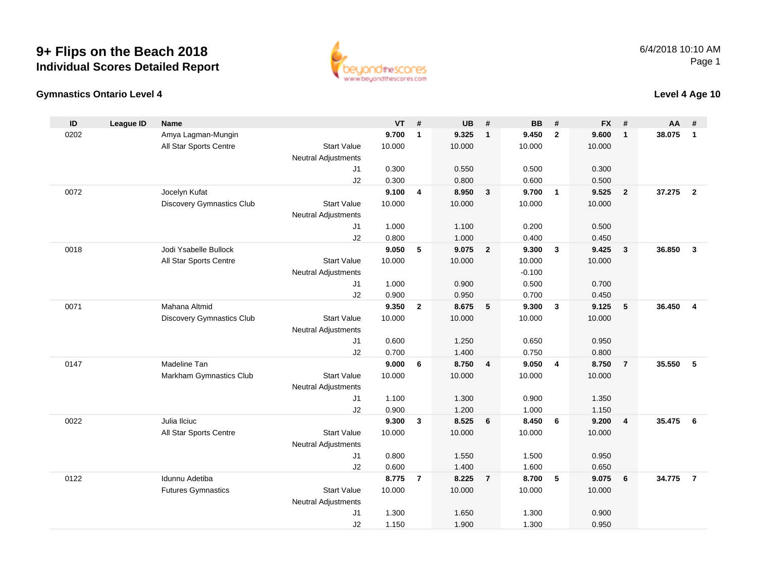# 9+ Flips on the Beach 2018

## Individual Scores Detailed Report

6/4/2018 10:10 AM

### Gymnastics Ontario Level 4

### Level 4 Age 10

| ID | League ID | Name | | VT | # | UB | # | BB | # | FX | # | AA | # |
|---|---|---|---|---|---|---|---|---|---|---|---|---|---|
| 0202 | | Amya Lagman-Mungin | | **9.700** | **1** | **9.325** | **1** | **9.450** | **2** | **9.600** | **1** | **38.075** | **1** |
| | | All Star Sports Centre | Start Value | 10.000 | | 10.000 | | 10.000 | | 10.000 | | | |
| | | | Neutral Adjustments | | | | | | | | | | |
| | | | J1 | 0.300 | | 0.550 | | 0.500 | | 0.300 | | | |
| | | | J2 | 0.300 | | 0.800 | | 0.600 | | 0.500 | | | |
| 0072 | | Jocelyn Kufat | | **9.100** | **4** | **8.950** | **3** | **9.700** | **1** | **9.525** | **2** | **37.275** | **2** |
| | | Discovery Gymnastics Club | Start Value | 10.000 | | 10.000 | | 10.000 | | 10.000 | | | |
| | | | Neutral Adjustments | | | | | | | | | | |
| | | | J1 | 1.000 | | 1.100 | | 0.200 | | 0.500 | | | |
| | | | J2 | 0.800 | | 1.000 | | 0.400 | | 0.450 | | | |
| 0018 | | Jodi Ysabelle Bullock | | **9.050** | **5** | **9.075** | **2** | **9.300** | **3** | **9.425** | **3** | **36.850** | **3** |
| | | All Star Sports Centre | Start Value | 10.000 | | 10.000 | | 10.000 | | 10.000 | | | |
| | | | Neutral Adjustments | | | | | -0.100 | | | | | |
| | | | J1 | 1.000 | | 0.900 | | 0.500 | | 0.700 | | | |
| | | | J2 | 0.900 | | 0.950 | | 0.700 | | 0.450 | | | |
| 0071 | | Mahana Altmid | | **9.350** | **2** | **8.675** | **5** | **9.300** | **3** | **9.125** | **5** | **36.450** | **4** |
| | | Discovery Gymnastics Club | Start Value | 10.000 | | 10.000 | | 10.000 | | 10.000 | | | |
| | | | Neutral Adjustments | | | | | | | | | | |
| | | | J1 | 0.600 | | 1.250 | | 0.650 | | 0.950 | | | |
| | | | J2 | 0.700 | | 1.400 | | 0.750 | | 0.800 | | | |
| 0147 | | Madeline Tan | | **9.000** | **6** | **8.750** | **4** | **9.050** | **4** | **8.750** | **7** | **35.550** | **5** |
| | | Markham Gymnastics Club | Start Value | 10.000 | | 10.000 | | 10.000 | | 10.000 | | | |
| | | | Neutral Adjustments | | | | | | | | | | |
| | | | J1 | 1.100 | | 1.300 | | 0.900 | | 1.350 | | | |
| | | | J2 | 0.900 | | 1.200 | | 1.000 | | 1.150 | | | |
| 0022 | | Julia Ilciuc | | **9.300** | **3** | **8.525** | **6** | **8.450** | **6** | **9.200** | **4** | **35.475** | **6** |
| | | All Star Sports Centre | Start Value | 10.000 | | 10.000 | | 10.000 | | 10.000 | | | |
| | | | Neutral Adjustments | | | | | | | | | | |
| | | | J1 | 0.800 | | 1.550 | | 1.500 | | 0.950 | | | |
| | | | J2 | 0.600 | | 1.400 | | 1.600 | | 0.650 | | | |
| 0122 | | Idunnu Adetiba | | **8.775** | **7** | **8.225** | **7** | **8.700** | **5** | **9.075** | **6** | **34.775** | **7** |
| | | Futures Gymnastics | Start Value | 10.000 | | 10.000 | | 10.000 | | 10.000 | | | |
| | | | Neutral Adjustments | | | | | | | | | | |
| | | | J1 | 1.300 | | 1.650 | | 1.300 | | 0.900 | | | |
| | | | J2 | 1.150 | | 1.900 | | 1.300 | | 0.950 | | | |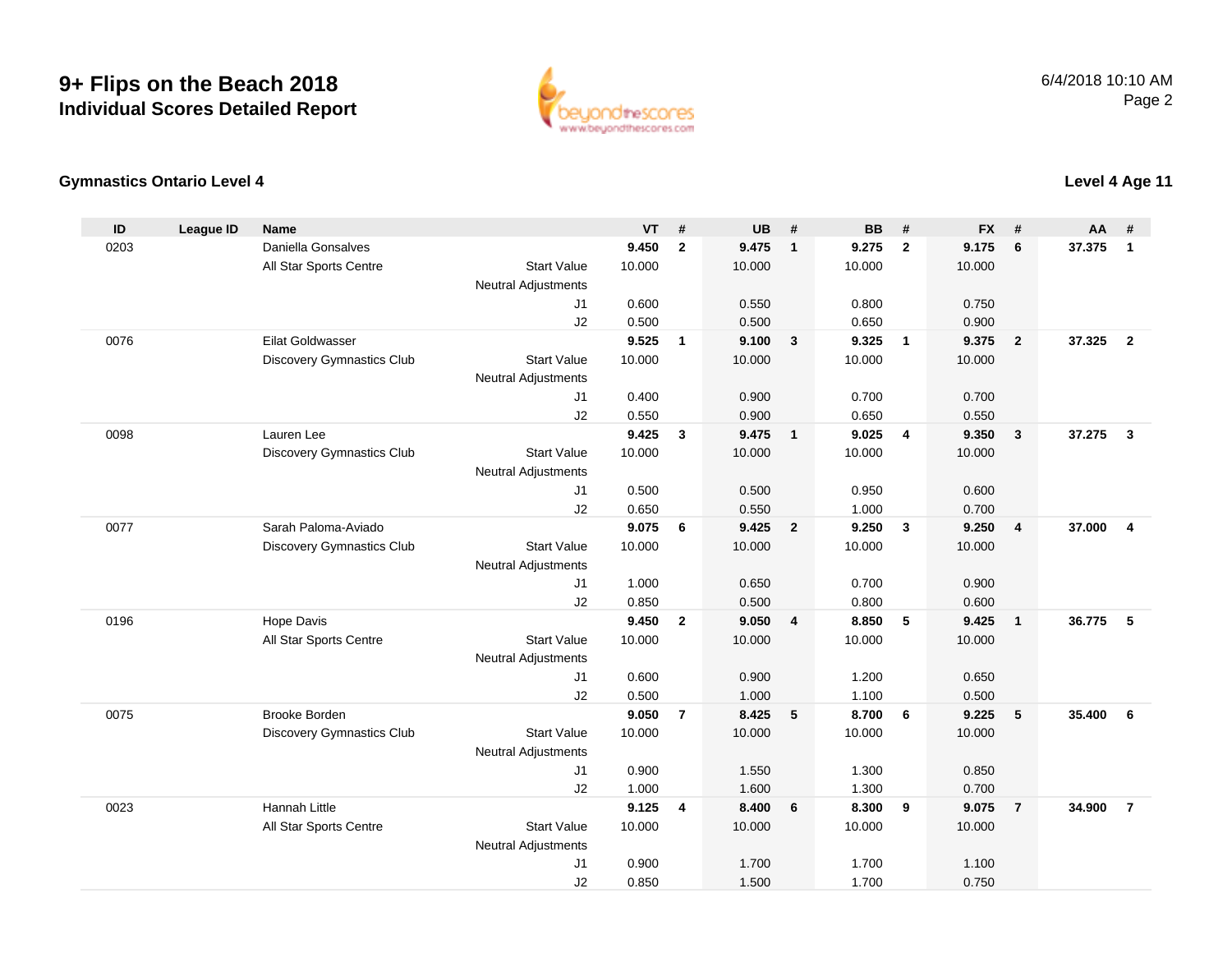# 9+ Flips on the Beach 2018
## Individual Scores Detailed Report

6/4/2018 10:10 AM

### Gymnastics Ontario Level 4

### Level 4 Age 11

| ID | League ID | Name | | VT | # | UB | # | BB | # | FX | # | AA | # |
|---|---|---|---|---|---|---|---|---|---|---|---|---|---|
| 0203 | | Daniella Gonsalves | | **9.450** | **2** | **9.475** | **1** | **9.275** | **2** | **9.175** | **6** | **37.375** | **1** |
| | | All Star Sports Centre | Start Value | 10.000 | | 10.000 | | 10.000 | | 10.000 | | | |
| | | | Neutral Adjustments | | | | | | | | | | |
| | | | J1 | 0.600 | | 0.550 | | 0.800 | | 0.750 | | | |
| | | | J2 | 0.500 | | 0.500 | | 0.650 | | 0.900 | | | |
| 0076 | | Eilat Goldwasser | | **9.525** | **1** | **9.100** | **3** | **9.325** | **1** | **9.375** | **2** | **37.325** | **2** |
| | | Discovery Gymnastics Club | Start Value | 10.000 | | 10.000 | | 10.000 | | 10.000 | | | |
| | | | Neutral Adjustments | | | | | | | | | | |
| | | | J1 | 0.400 | | 0.900 | | 0.700 | | 0.700 | | | |
| | | | J2 | 0.550 | | 0.900 | | 0.650 | | 0.550 | | | |
| 0098 | | Lauren Lee | | **9.425** | **3** | **9.475** | **1** | **9.025** | **4** | **9.350** | **3** | **37.275** | **3** |
| | | Discovery Gymnastics Club | Start Value | 10.000 | | 10.000 | | 10.000 | | 10.000 | | | |
| | | | Neutral Adjustments | | | | | | | | | | |
| | | | J1 | 0.500 | | 0.500 | | 0.950 | | 0.600 | | | |
| | | | J2 | 0.650 | | 0.550 | | 1.000 | | 0.700 | | | |
| 0077 | | Sarah Paloma-Aviado | | **9.075** | **6** | **9.425** | **2** | **9.250** | **3** | **9.250** | **4** | **37.000** | **4** |
| | | Discovery Gymnastics Club | Start Value | 10.000 | | 10.000 | | 10.000 | | 10.000 | | | |
| | | | Neutral Adjustments | | | | | | | | | | |
| | | | J1 | 1.000 | | 0.650 | | 0.700 | | 0.900 | | | |
| | | | J2 | 0.850 | | 0.500 | | 0.800 | | 0.600 | | | |
| 0196 | | Hope Davis | | **9.450** | **2** | **9.050** | **4** | **8.850** | **5** | **9.425** | **1** | **36.775** | **5** |
| | | All Star Sports Centre | Start Value | 10.000 | | 10.000 | | 10.000 | | 10.000 | | | |
| | | | Neutral Adjustments | | | | | | | | | | |
| | | | J1 | 0.600 | | 0.900 | | 1.200 | | 0.650 | | | |
| | | | J2 | 0.500 | | 1.000 | | 1.100 | | 0.500 | | | |
| 0075 | | Brooke Borden | | **9.050** | **7** | **8.425** | **5** | **8.700** | **6** | **9.225** | **5** | **35.400** | **6** |
| | | Discovery Gymnastics Club | Start Value | 10.000 | | 10.000 | | 10.000 | | 10.000 | | | |
| | | | Neutral Adjustments | | | | | | | | | | |
| | | | J1 | 0.900 | | 1.550 | | 1.300 | | 0.850 | | | |
| | | | J2 | 1.000 | | 1.600 | | 1.300 | | 0.700 | | | |
| 0023 | | Hannah Little | | **9.125** | **4** | **8.400** | **6** | **8.300** | **9** | **9.075** | **7** | **34.900** | **7** |
| | | All Star Sports Centre | Start Value | 10.000 | | 10.000 | | 10.000 | | 10.000 | | | |
| | | | Neutral Adjustments | | | | | | | | | | |
| | | | J1 | 0.900 | | 1.700 | | 1.700 | | 1.100 | | | |
| | | | J2 | 0.850 | | 1.500 | | 1.700 | | 0.750 | | | |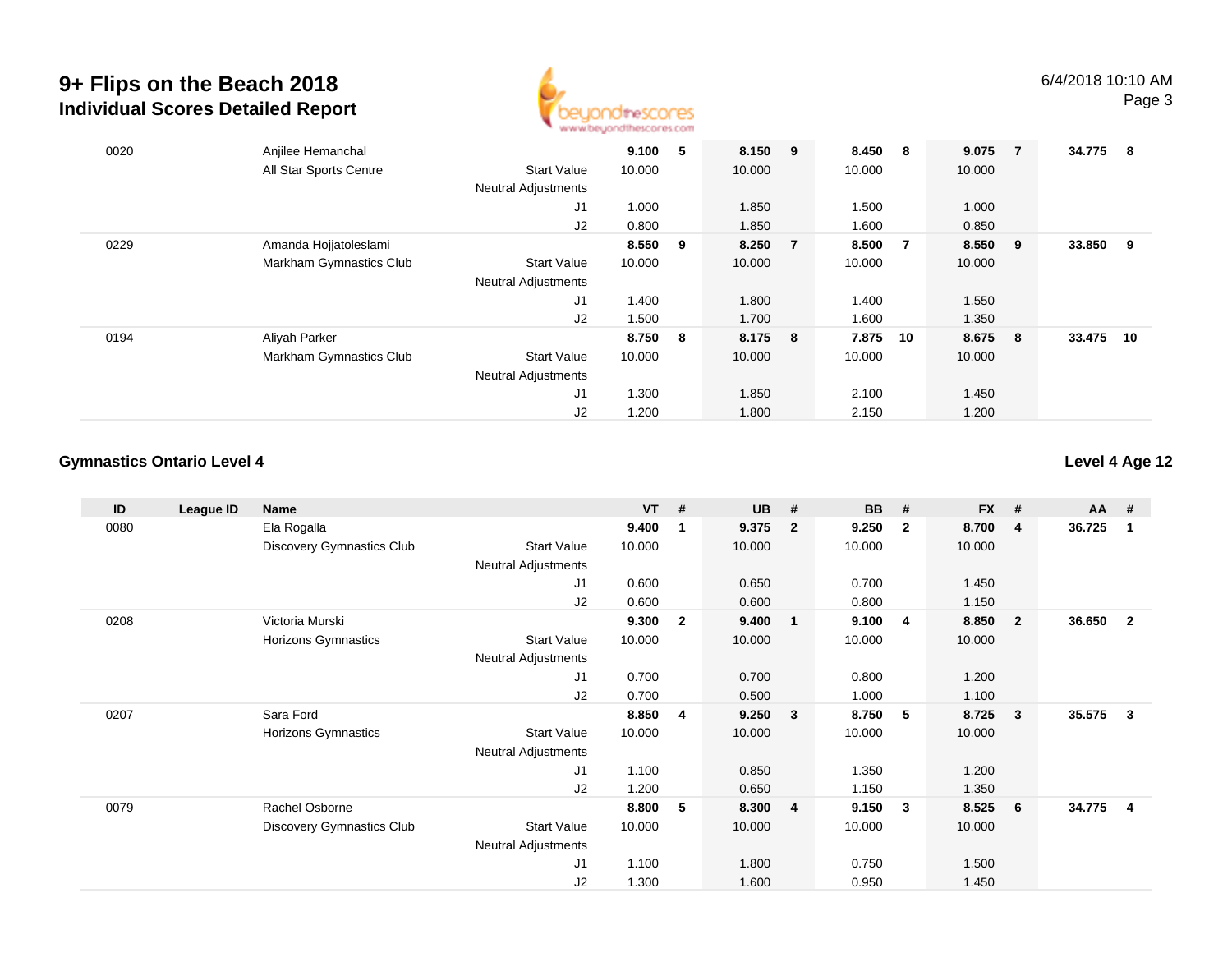# 9+ Flips on the Beach 2018
## Individual Scores Detailed Report

| ID | League ID | Name | | VT | # | UB | # | BB | # | FX | # | AA | # |
|---|---|---|---|---|---|---|---|---|---|---|---|---|---|
| 0020 | | Anjilee Hemanchal | | **9.100** | **5** | **8.150** | **9** | **8.450** | **8** | **9.075** | **7** | **34.775** | **8** |
| | | All Star Sports Centre | Start Value | 10.000 | | 10.000 | | 10.000 | | 10.000 | | | |
| | | | Neutral Adjustments | | | | | | | | | | |
| | | | J1 | 1.000 | | 1.850 | | 1.500 | | 1.000 | | | |
| | | | J2 | 0.800 | | 1.850 | | 1.600 | | 0.850 | | | |
| 0229 | | Amanda Hojjatoleslami | | **8.550** | **9** | **8.250** | **7** | **8.500** | **7** | **8.550** | **9** | **33.850** | **9** |
| | | Markham Gymnastics Club | Start Value | 10.000 | | 10.000 | | 10.000 | | 10.000 | | | |
| | | | Neutral Adjustments | | | | | | | | | | |
| | | | J1 | 1.400 | | 1.800 | | 1.400 | | 1.550 | | | |
| | | | J2 | 1.500 | | 1.700 | | 1.600 | | 1.350 | | | |
| 0194 | | Aliyah Parker | | **8.750** | **8** | **8.175** | **8** | **7.875** | **10** | **8.675** | **8** | **33.475** | **10** |
| | | Markham Gymnastics Club | Start Value | 10.000 | | 10.000 | | 10.000 | | 10.000 | | | |
| | | | Neutral Adjustments | | | | | | | | | | |
| | | | J1 | 1.300 | | 1.850 | | 2.100 | | 1.450 | | | |
| | | | J2 | 1.200 | | 1.800 | | 2.150 | | 1.200 | | | |

### Gymnastics Ontario Level 4

**Level 4 Age 12**

| ID | League ID | Name | | VT | # | UB | # | BB | # | FX | # | AA | # |
|---|---|---|---|---|---|---|---|---|---|---|---|---|---|
| 0080 | | Ela Rogalla | | **9.400** | **1** | **9.375** | **2** | **9.250** | **2** | **8.700** | **4** | **36.725** | **1** |
| | | Discovery Gymnastics Club | Start Value | 10.000 | | 10.000 | | 10.000 | | 10.000 | | | |
| | | | Neutral Adjustments | | | | | | | | | | |
| | | | J1 | 0.600 | | 0.650 | | 0.700 | | 1.450 | | | |
| | | | J2 | 0.600 | | 0.600 | | 0.800 | | 1.150 | | | |
| 0208 | | Victoria Murski | | **9.300** | **2** | **9.400** | **1** | **9.100** | **4** | **8.850** | **2** | **36.650** | **2** |
| | | Horizons Gymnastics | Start Value | 10.000 | | 10.000 | | 10.000 | | 10.000 | | | |
| | | | Neutral Adjustments | | | | | | | | | | |
| | | | J1 | 0.700 | | 0.700 | | 0.800 | | 1.200 | | | |
| | | | J2 | 0.700 | | 0.500 | | 1.000 | | 1.100 | | | |
| 0207 | | Sara Ford | | **8.850** | **4** | **9.250** | **3** | **8.750** | **5** | **8.725** | **3** | **35.575** | **3** |
| | | Horizons Gymnastics | Start Value | 10.000 | | 10.000 | | 10.000 | | 10.000 | | | |
| | | | Neutral Adjustments | | | | | | | | | | |
| | | | J1 | 1.100 | | 0.850 | | 1.350 | | 1.200 | | | |
| | | | J2 | 1.200 | | 0.650 | | 1.150 | | 1.350 | | | |
| 0079 | | Rachel Osborne | | **8.800** | **5** | **8.300** | **4** | **9.150** | **3** | **8.525** | **6** | **34.775** | **4** |
| | | Discovery Gymnastics Club | Start Value | 10.000 | | 10.000 | | 10.000 | | 10.000 | | | |
| | | | Neutral Adjustments | | | | | | | | | | |
| | | | J1 | 1.100 | | 1.800 | | 0.750 | | 1.500 | | | |
| | | | J2 | 1.300 | | 1.600 | | 0.950 | | 1.450 | | | |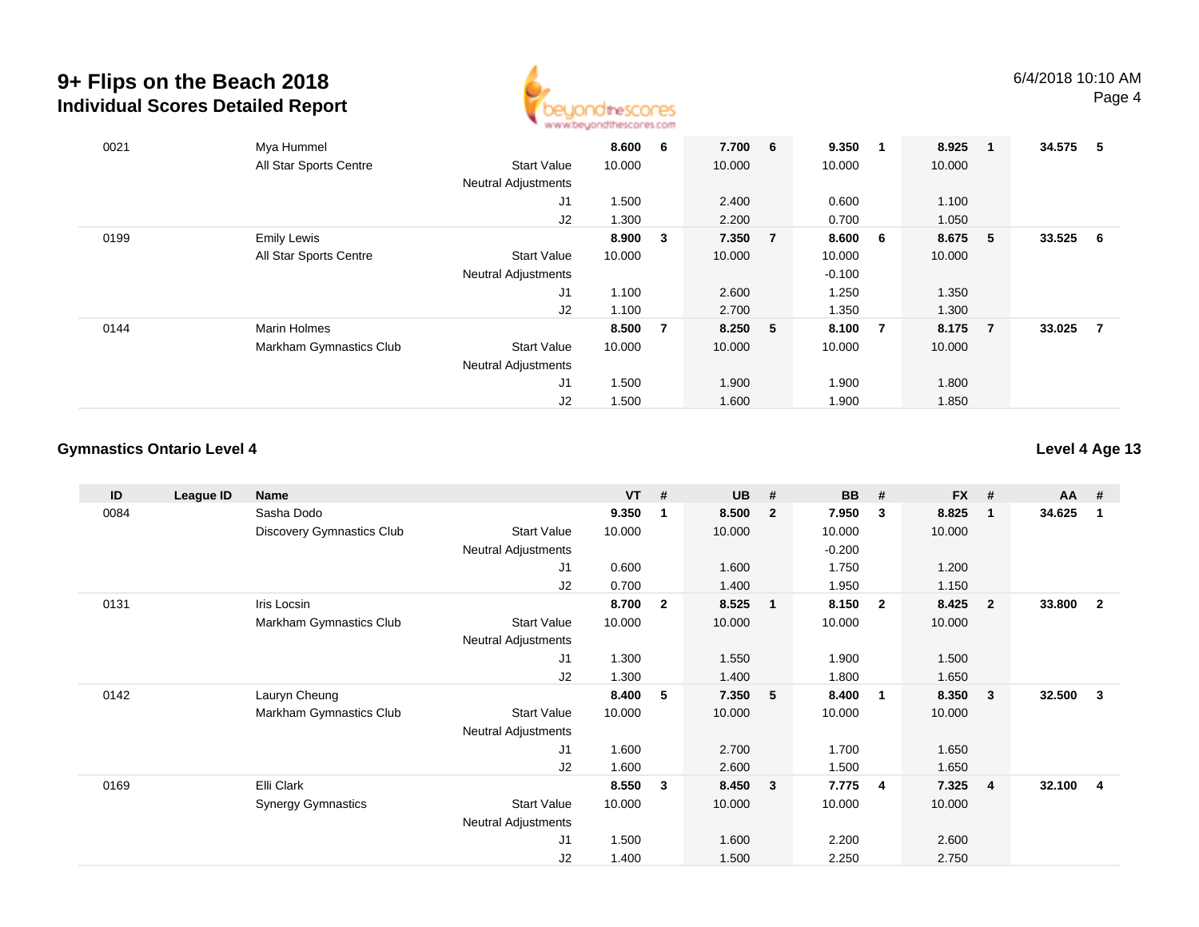# 9+ Flips on the Beach 2018
## Individual Scores Detailed Report

| ID | League ID | Name | | VT | # | UB | # | BB | # | FX | # | AA | # |
|---|---|---|---|---|---|---|---|---|---|---|---|---|---|
| 0021 | | Mya Hummel | | 8.600 | 6 | 7.700 | 6 | 9.350 | 1 | 8.925 | 1 | 34.575 | 5 |
| | | All Star Sports Centre | Start Value | 10.000 | | 10.000 | | 10.000 | | 10.000 | | | |
| | | | Neutral Adjustments | | | | | | | | | | |
| | | | J1 | 1.500 | | 2.400 | | 0.600 | | 1.100 | | | |
| | | | J2 | 1.300 | | 2.200 | | 0.700 | | 1.050 | | | |
| 0199 | | Emily Lewis | | 8.900 | 3 | 7.350 | 7 | 8.600 | 6 | 8.675 | 5 | 33.525 | 6 |
| | | All Star Sports Centre | Start Value | 10.000 | | 10.000 | | 10.000 | | 10.000 | | | |
| | | | Neutral Adjustments | | | | | -0.100 | | | | | |
| | | | J1 | 1.100 | | 2.600 | | 1.250 | | 1.350 | | | |
| | | | J2 | 1.100 | | 2.700 | | 1.350 | | 1.300 | | | |
| 0144 | | Marin Holmes | | 8.500 | 7 | 8.250 | 5 | 8.100 | 7 | 8.175 | 7 | 33.025 | 7 |
| | | Markham Gymnastics Club | Start Value | 10.000 | | 10.000 | | 10.000 | | 10.000 | | | |
| | | | Neutral Adjustments | | | | | | | | | | |
| | | | J1 | 1.500 | | 1.900 | | 1.900 | | 1.800 | | | |
| | | | J2 | 1.500 | | 1.600 | | 1.900 | | 1.850 | | | |

### Gymnastics Ontario Level 4

**Level 4 Age 13**

| ID | League ID | Name | | VT | # | UB | # | BB | # | FX | # | AA | # |
|---|---|---|---|---|---|---|---|---|---|---|---|---|---|
| 0084 | | Sasha Dodo | | 9.350 | 1 | 8.500 | 2 | 7.950 | 3 | 8.825 | 1 | 34.625 | 1 |
| | | Discovery Gymnastics Club | Start Value | 10.000 | | 10.000 | | 10.000 | | 10.000 | | | |
| | | | Neutral Adjustments | | | | | -0.200 | | | | | |
| | | | J1 | 0.600 | | 1.600 | | 1.750 | | 1.200 | | | |
| | | | J2 | 0.700 | | 1.400 | | 1.950 | | 1.150 | | | |
| 0131 | | Iris Locsin | | 8.700 | 2 | 8.525 | 1 | 8.150 | 2 | 8.425 | 2 | 33.800 | 2 |
| | | Markham Gymnastics Club | Start Value | 10.000 | | 10.000 | | 10.000 | | 10.000 | | | |
| | | | Neutral Adjustments | | | | | | | | | | |
| | | | J1 | 1.300 | | 1.550 | | 1.900 | | 1.500 | | | |
| | | | J2 | 1.300 | | 1.400 | | 1.800 | | 1.650 | | | |
| 0142 | | Lauryn Cheung | | 8.400 | 5 | 7.350 | 5 | 8.400 | 1 | 8.350 | 3 | 32.500 | 3 |
| | | Markham Gymnastics Club | Start Value | 10.000 | | 10.000 | | 10.000 | | 10.000 | | | |
| | | | Neutral Adjustments | | | | | | | | | | |
| | | | J1 | 1.600 | | 2.700 | | 1.700 | | 1.650 | | | |
| | | | J2 | 1.600 | | 2.600 | | 1.500 | | 1.650 | | | |
| 0169 | | Elli Clark | | 8.550 | 3 | 8.450 | 3 | 7.775 | 4 | 7.325 | 4 | 32.100 | 4 |
| | | Synergy Gymnastics | Start Value | 10.000 | | 10.000 | | 10.000 | | 10.000 | | | |
| | | | Neutral Adjustments | | | | | | | | | | |
| | | | J1 | 1.500 | | 1.600 | | 2.200 | | 2.600 | | | |
| | | | J2 | 1.400 | | 1.500 | | 2.250 | | 2.750 | | | |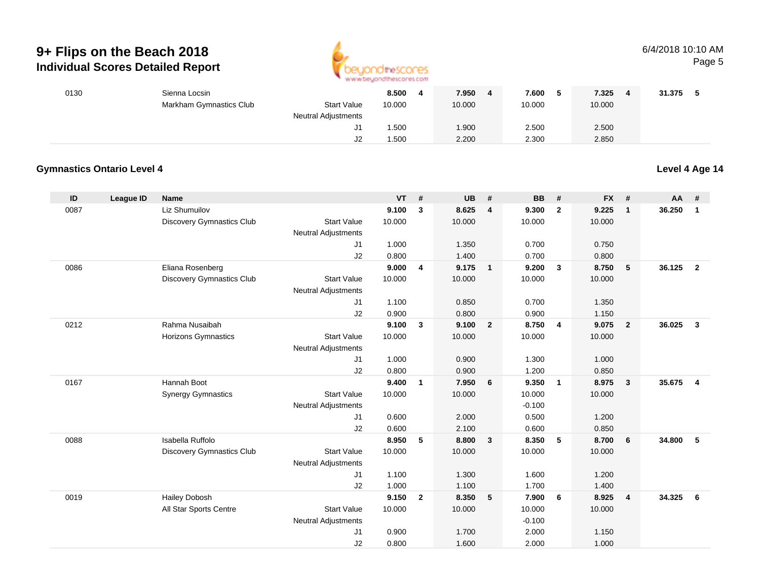# 9+ Flips on the Beach 2018
## Individual Scores Detailed Report

| ID | League ID | Name | | VT | # | UB | # | BB | # | FX | # | AA | # |
|---|---|---|---|---|---|---|---|---|---|---|---|---|---|
| 0130 | | Sienna Locsin | | **8.500** | **4** | **7.950** | **4** | **7.600** | **5** | **7.325** | **4** | **31.375** | **5** |
| | | Markham Gymnastics Club | Start Value | 10.000 | | 10.000 | | 10.000 | | 10.000 | | | |
| | | | Neutral Adjustments | | | | | | | | | | |
| | | | J1 | 1.500 | | 1.900 | | 2.500 | | 2.500 | | | |
| | | | J2 | 1.500 | | 2.200 | | 2.300 | | 2.850 | | | |

### Gymnastics Ontario Level 4

**Level 4 Age 14**

| ID | League ID | Name | | VT | # | UB | # | BB | # | FX | # | AA | # |
|---|---|---|---|---|---|---|---|---|---|---|---|---|---|
| 0087 | | Liz Shumuilov | | **9.100** | **3** | **8.625** | **4** | **9.300** | **2** | **9.225** | **1** | **36.250** | **1** |
| | | Discovery Gymnastics Club | Start Value | 10.000 | | 10.000 | | 10.000 | | 10.000 | | | |
| | | | Neutral Adjustments | | | | | | | | | | |
| | | | J1 | 1.000 | | 1.350 | | 0.700 | | 0.750 | | | |
| | | | J2 | 0.800 | | 1.400 | | 0.700 | | 0.800 | | | |
| 0086 | | Eliana Rosenberg | | **9.000** | **4** | **9.175** | **1** | **9.200** | **3** | **8.750** | **5** | **36.125** | **2** |
| | | Discovery Gymnastics Club | Start Value | 10.000 | | 10.000 | | 10.000 | | 10.000 | | | |
| | | | Neutral Adjustments | | | | | | | | | | |
| | | | J1 | 1.100 | | 0.850 | | 0.700 | | 1.350 | | | |
| | | | J2 | 0.900 | | 0.800 | | 0.900 | | 1.150 | | | |
| 0212 | | Rahma Nusaibah | | **9.100** | **3** | **9.100** | **2** | **8.750** | **4** | **9.075** | **2** | **36.025** | **3** |
| | | Horizons Gymnastics | Start Value | 10.000 | | 10.000 | | 10.000 | | 10.000 | | | |
| | | | Neutral Adjustments | | | | | | | | | | |
| | | | J1 | 1.000 | | 0.900 | | 1.300 | | 1.000 | | | |
| | | | J2 | 0.800 | | 0.900 | | 1.200 | | 0.850 | | | |
| 0167 | | Hannah Boot | | **9.400** | **1** | **7.950** | **6** | **9.350** | **1** | **8.975** | **3** | **35.675** | **4** |
| | | Synergy Gymnastics | Start Value | 10.000 | | 10.000 | | 10.000 | | 10.000 | | | |
| | | | Neutral Adjustments | | | | | -0.100 | | | | | |
| | | | J1 | 0.600 | | 2.000 | | 0.500 | | 1.200 | | | |
| | | | J2 | 0.600 | | 2.100 | | 0.600 | | 0.850 | | | |
| 0088 | | Isabella Ruffolo | | **8.950** | **5** | **8.800** | **3** | **8.350** | **5** | **8.700** | **6** | **34.800** | **5** |
| | | Discovery Gymnastics Club | Start Value | 10.000 | | 10.000 | | 10.000 | | 10.000 | | | |
| | | | Neutral Adjustments | | | | | | | | | | |
| | | | J1 | 1.100 | | 1.300 | | 1.600 | | 1.200 | | | |
| | | | J2 | 1.000 | | 1.100 | | 1.700 | | 1.400 | | | |
| 0019 | | Hailey Dobosh | | **9.150** | **2** | **8.350** | **5** | **7.900** | **6** | **8.925** | **4** | **34.325** | **6** |
| | | All Star Sports Centre | Start Value | 10.000 | | 10.000 | | 10.000 | | 10.000 | | | |
| | | | Neutral Adjustments | | | | | -0.100 | | | | | |
| | | | J1 | 0.900 | | 1.700 | | 2.000 | | 1.150 | | | |
| | | | J2 | 0.800 | | 1.600 | | 2.000 | | 1.000 | | | |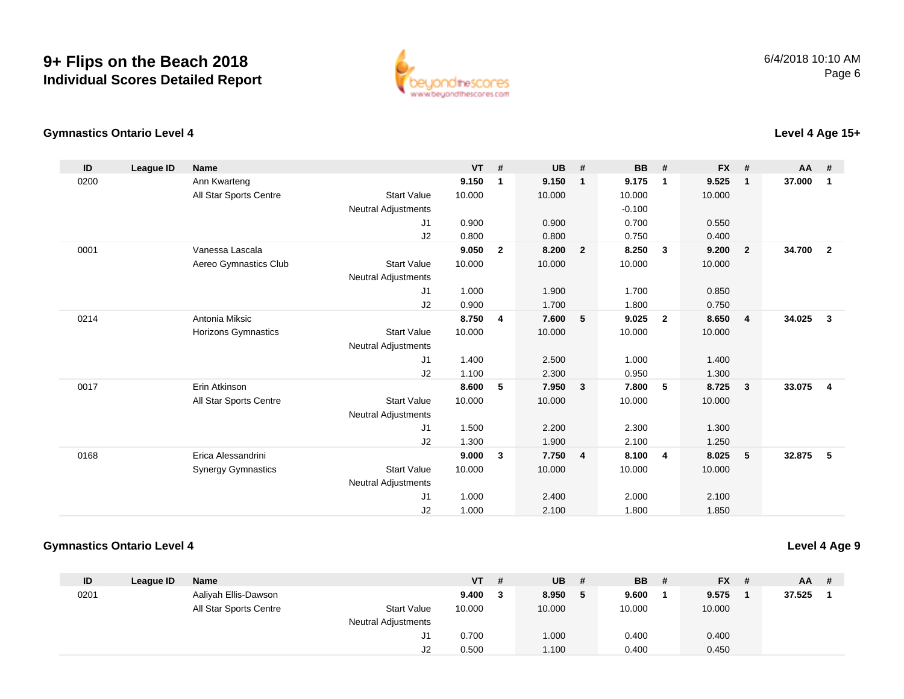# 9+ Flips on the Beach 2018
## Individual Scores Detailed Report

6/4/2018 10:10 AM

### Gymnastics Ontario Level 4

**Level 4 Age 15+**

| ID | League ID | Name | | VT | # | UB | # | BB | # | FX | # | AA | # |
|---|---|---|---|---|---|---|---|---|---|---|---|---|---|
| 0200 | | Ann Kwarteng | | **9.150** | **1** | **9.150** | **1** | **9.175** | **1** | **9.525** | **1** | **37.000** | **1** |
| | | All Star Sports Centre | Start Value | 10.000 | | 10.000 | | 10.000 | | 10.000 | | | |
| | | | Neutral Adjustments | | | | | -0.100 | | | | | |
| | | | J1 | 0.900 | | 0.900 | | 0.700 | | 0.550 | | | |
| | | | J2 | 0.800 | | 0.800 | | 0.750 | | 0.400 | | | |
| 0001 | | Vanessa Lascala | | **9.050** | **2** | **8.200** | **2** | **8.250** | **3** | **9.200** | **2** | **34.700** | **2** |
| | | Aereo Gymnastics Club | Start Value | 10.000 | | 10.000 | | 10.000 | | 10.000 | | | |
| | | | Neutral Adjustments | | | | | | | | | | |
| | | | J1 | 1.000 | | 1.900 | | 1.700 | | 0.850 | | | |
| | | | J2 | 0.900 | | 1.700 | | 1.800 | | 0.750 | | | |
| 0214 | | Antonia Miksic | | **8.750** | **4** | **7.600** | **5** | **9.025** | **2** | **8.650** | **4** | **34.025** | **3** |
| | | Horizons Gymnastics | Start Value | 10.000 | | 10.000 | | 10.000 | | 10.000 | | | |
| | | | Neutral Adjustments | | | | | | | | | | |
| | | | J1 | 1.400 | | 2.500 | | 1.000 | | 1.400 | | | |
| | | | J2 | 1.100 | | 2.300 | | 0.950 | | 1.300 | | | |
| 0017 | | Erin Atkinson | | **8.600** | **5** | **7.950** | **3** | **7.800** | **5** | **8.725** | **3** | **33.075** | **4** |
| | | All Star Sports Centre | Start Value | 10.000 | | 10.000 | | 10.000 | | 10.000 | | | |
| | | | Neutral Adjustments | | | | | | | | | | |
| | | | J1 | 1.500 | | 2.200 | | 2.300 | | 1.300 | | | |
| | | | J2 | 1.300 | | 1.900 | | 2.100 | | 1.250 | | | |
| 0168 | | Erica Alessandrini | | **9.000** | **3** | **7.750** | **4** | **8.100** | **4** | **8.025** | **5** | **32.875** | **5** |
| | | Synergy Gymnastics | Start Value | 10.000 | | 10.000 | | 10.000 | | 10.000 | | | |
| | | | Neutral Adjustments | | | | | | | | | | |
| | | | J1 | 1.000 | | 2.400 | | 2.000 | | 2.100 | | | |
| | | | J2 | 1.000 | | 2.100 | | 1.800 | | 1.850 | | | |

### Gymnastics Ontario Level 4

**Level 4 Age 9**

| ID | League ID | Name | | VT | # | UB | # | BB | # | FX | # | AA | # |
|---|---|---|---|---|---|---|---|---|---|---|---|---|---|
| 0201 | | Aaliyah Ellis-Dawson | | **9.400** | **3** | **8.950** | **5** | **9.600** | **1** | **9.575** | **1** | **37.525** | **1** |
| | | All Star Sports Centre | Start Value | 10.000 | | 10.000 | | 10.000 | | 10.000 | | | |
| | | | Neutral Adjustments | | | | | | | | | | |
| | | | J1 | 0.700 | | 1.000 | | 0.400 | | 0.400 | | | |
| | | | J2 | 0.500 | | 1.100 | | 0.400 | | 0.450 | | | |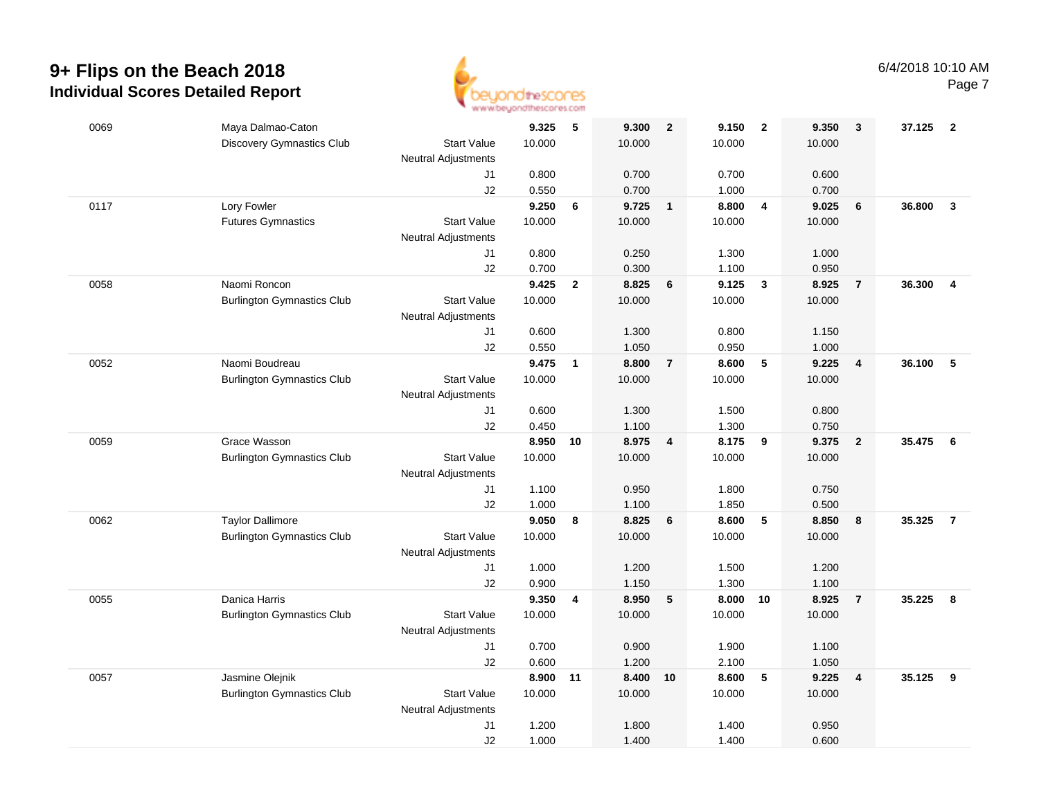# 9+ Flips on the Beach 2018

## Individual Scores Detailed Report

6/4/2018 10:10 AM

| # | Name / Club | | Score | Rank | Score | Rank | Score | Rank | Score | Rank | AA | Rank |
|---|---|---|---|---|---|---|---|---|---|---|---|---|
| 0069 | Maya Dalmao-Caton | | 9.325 | 5 | 9.300 | 2 | 9.150 | 2 | 9.350 | 3 | 37.125 | 2 |
| | Discovery Gymnastics Club | Start Value | 10.000 | | 10.000 | | 10.000 | | 10.000 | | | |
| | | Neutral Adjustments | | | | | | | | | | |
| | | J1 | 0.800 | | 0.700 | | 0.700 | | 0.600 | | | |
| | | J2 | 0.550 | | 0.700 | | 1.000 | | 0.700 | | | |
| 0117 | Lory Fowler | | 9.250 | 6 | 9.725 | 1 | 8.800 | 4 | 9.025 | 6 | 36.800 | 3 |
| | Futures Gymnastics | Start Value | 10.000 | | 10.000 | | 10.000 | | 10.000 | | | |
| | | Neutral Adjustments | | | | | | | | | | |
| | | J1 | 0.800 | | 0.250 | | 1.300 | | 1.000 | | | |
| | | J2 | 0.700 | | 0.300 | | 1.100 | | 0.950 | | | |
| 0058 | Naomi Roncon | | 9.425 | 2 | 8.825 | 6 | 9.125 | 3 | 8.925 | 7 | 36.300 | 4 |
| | Burlington Gymnastics Club | Start Value | 10.000 | | 10.000 | | 10.000 | | 10.000 | | | |
| | | Neutral Adjustments | | | | | | | | | | |
| | | J1 | 0.600 | | 1.300 | | 0.800 | | 1.150 | | | |
| | | J2 | 0.550 | | 1.050 | | 0.950 | | 1.000 | | | |
| 0052 | Naomi Boudreau | | 9.475 | 1 | 8.800 | 7 | 8.600 | 5 | 9.225 | 4 | 36.100 | 5 |
| | Burlington Gymnastics Club | Start Value | 10.000 | | 10.000 | | 10.000 | | 10.000 | | | |
| | | Neutral Adjustments | | | | | | | | | | |
| | | J1 | 0.600 | | 1.300 | | 1.500 | | 0.800 | | | |
| | | J2 | 0.450 | | 1.100 | | 1.300 | | 0.750 | | | |
| 0059 | Grace Wasson | | 8.950 | 10 | 8.975 | 4 | 8.175 | 9 | 9.375 | 2 | 35.475 | 6 |
| | Burlington Gymnastics Club | Start Value | 10.000 | | 10.000 | | 10.000 | | 10.000 | | | |
| | | Neutral Adjustments | | | | | | | | | | |
| | | J1 | 1.100 | | 0.950 | | 1.800 | | 0.750 | | | |
| | | J2 | 1.000 | | 1.100 | | 1.850 | | 0.500 | | | |
| 0062 | Taylor Dallimore | | 9.050 | 8 | 8.825 | 6 | 8.600 | 5 | 8.850 | 8 | 35.325 | 7 |
| | Burlington Gymnastics Club | Start Value | 10.000 | | 10.000 | | 10.000 | | 10.000 | | | |
| | | Neutral Adjustments | | | | | | | | | | |
| | | J1 | 1.000 | | 1.200 | | 1.500 | | 1.200 | | | |
| | | J2 | 0.900 | | 1.150 | | 1.300 | | 1.100 | | | |
| 0055 | Danica Harris | | 9.350 | 4 | 8.950 | 5 | 8.000 | 10 | 8.925 | 7 | 35.225 | 8 |
| | Burlington Gymnastics Club | Start Value | 10.000 | | 10.000 | | 10.000 | | 10.000 | | | |
| | | Neutral Adjustments | | | | | | | | | | |
| | | J1 | 0.700 | | 0.900 | | 1.900 | | 1.100 | | | |
| | | J2 | 0.600 | | 1.200 | | 2.100 | | 1.050 | | | |
| 0057 | Jasmine Olejnik | | 8.900 | 11 | 8.400 | 10 | 8.600 | 5 | 9.225 | 4 | 35.125 | 9 |
| | Burlington Gymnastics Club | Start Value | 10.000 | | 10.000 | | 10.000 | | 10.000 | | | |
| | | Neutral Adjustments | | | | | | | | | | |
| | | J1 | 1.200 | | 1.800 | | 1.400 | | 0.950 | | | |
| | | J2 | 1.000 | | 1.400 | | 1.400 | | 0.600 | | | |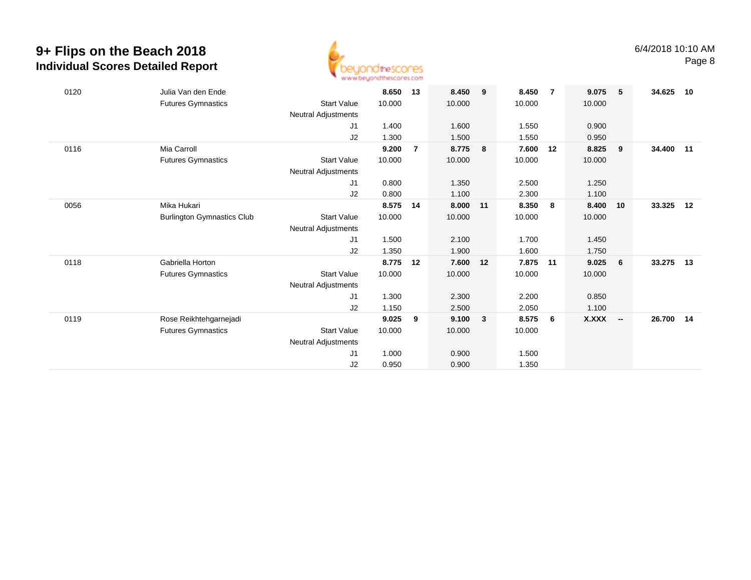# 9+ Flips on the Beach 2018
## Individual Scores Detailed Report

| | | | | | | | | | | | | |
|---|---|---|---|---|---|---|---|---|---|---|---|---|
| 0120 | Julia Van den Ende | | **8.650** | **13** | **8.450** | **9** | **8.450** | **7** | **9.075** | **5** | **34.625** | **10** |
| | Futures Gymnastics | Start Value | 10.000 | | 10.000 | | 10.000 | | 10.000 | | | |
| | | Neutral Adjustments | | | | | | | | | | |
| | | J1 | 1.400 | | 1.600 | | 1.550 | | 0.900 | | | |
| | | J2 | 1.300 | | 1.500 | | 1.550 | | 0.950 | | | |
| 0116 | Mia Carroll | | **9.200** | **7** | **8.775** | **8** | **7.600** | **12** | **8.825** | **9** | **34.400** | **11** |
| | Futures Gymnastics | Start Value | 10.000 | | 10.000 | | 10.000 | | 10.000 | | | |
| | | Neutral Adjustments | | | | | | | | | | |
| | | J1 | 0.800 | | 1.350 | | 2.500 | | 1.250 | | | |
| | | J2 | 0.800 | | 1.100 | | 2.300 | | 1.100 | | | |
| 0056 | Mika Hukari | | **8.575** | **14** | **8.000** | **11** | **8.350** | **8** | **8.400** | **10** | **33.325** | **12** |
| | Burlington Gymnastics Club | Start Value | 10.000 | | 10.000 | | 10.000 | | 10.000 | | | |
| | | Neutral Adjustments | | | | | | | | | | |
| | | J1 | 1.500 | | 2.100 | | 1.700 | | 1.450 | | | |
| | | J2 | 1.350 | | 1.900 | | 1.600 | | 1.750 | | | |
| 0118 | Gabriella Horton | | **8.775** | **12** | **7.600** | **12** | **7.875** | **11** | **9.025** | **6** | **33.275** | **13** |
| | Futures Gymnastics | Start Value | 10.000 | | 10.000 | | 10.000 | | 10.000 | | | |
| | | Neutral Adjustments | | | | | | | | | | |
| | | J1 | 1.300 | | 2.300 | | 2.200 | | 0.850 | | | |
| | | J2 | 1.150 | | 2.500 | | 2.050 | | 1.100 | | | |
| 0119 | Rose Reikhtehgarnejadi | | **9.025** | **9** | **9.100** | **3** | **8.575** | **6** | **X.XXX** | **--** | **26.700** | **14** |
| | Futures Gymnastics | Start Value | 10.000 | | 10.000 | | 10.000 | | | | | |
| | | Neutral Adjustments | | | | | | | | | | |
| | | J1 | 1.000 | | 0.900 | | 1.500 | | | | | |
| | | J2 | 0.950 | | 0.900 | | 1.350 | | | | | |